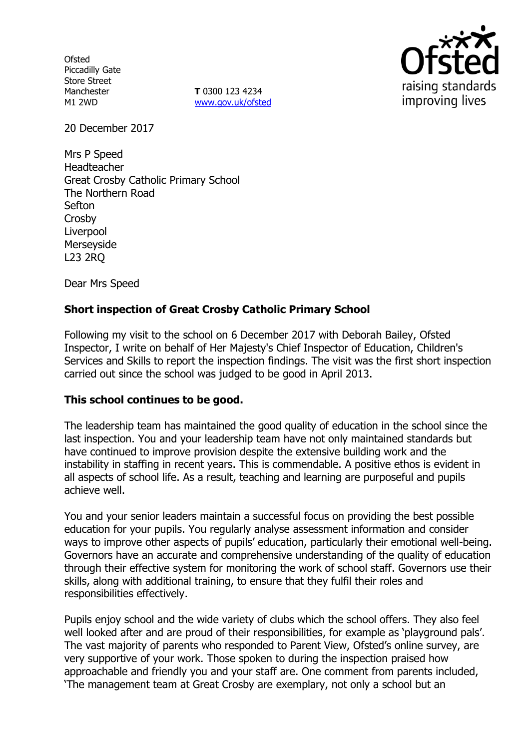Ofsted
Piccadilly Gate
Store Street
Manchester
M1 2WD

**T** 0300 123 4234
www.gov.uk/ofsted

Ofsted
raising standards
improving lives

20 December 2017

Mrs P Speed
Headteacher
Great Crosby Catholic Primary School
The Northern Road
Sefton
Crosby
Liverpool
Merseyside
L23 2RQ

Dear Mrs Speed

**Short inspection of Great Crosby Catholic Primary School**

Following my visit to the school on 6 December 2017 with Deborah Bailey, Ofsted Inspector, I write on behalf of Her Majesty's Chief Inspector of Education, Children's Services and Skills to report the inspection findings. The visit was the first short inspection carried out since the school was judged to be good in April 2013.

**This school continues to be good.**

The leadership team has maintained the good quality of education in the school since the last inspection. You and your leadership team have not only maintained standards but have continued to improve provision despite the extensive building work and the instability in staffing in recent years. This is commendable. A positive ethos is evident in all aspects of school life. As a result, teaching and learning are purposeful and pupils achieve well.

You and your senior leaders maintain a successful focus on providing the best possible education for your pupils. You regularly analyse assessment information and consider ways to improve other aspects of pupils' education, particularly their emotional well-being. Governors have an accurate and comprehensive understanding of the quality of education through their effective system for monitoring the work of school staff. Governors use their skills, along with additional training, to ensure that they fulfil their roles and responsibilities effectively.

Pupils enjoy school and the wide variety of clubs which the school offers. They also feel well looked after and are proud of their responsibilities, for example as 'playground pals'. The vast majority of parents who responded to Parent View, Ofsted's online survey, are very supportive of your work. Those spoken to during the inspection praised how approachable and friendly you and your staff are. One comment from parents included, 'The management team at Great Crosby are exemplary, not only a school but an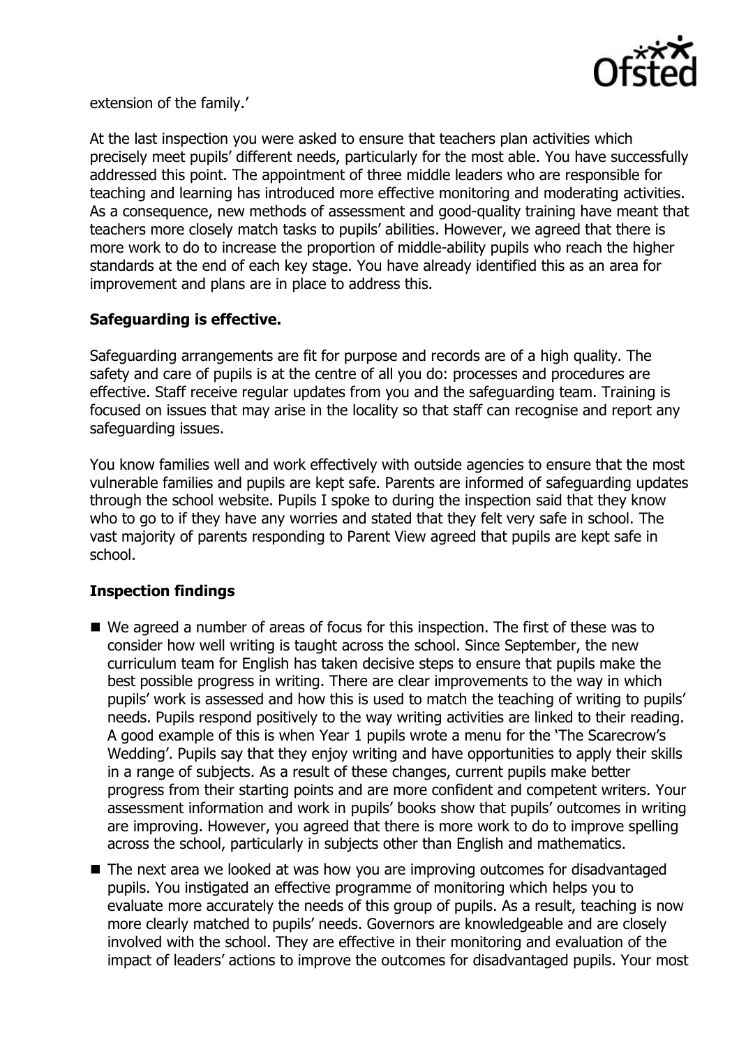extension of the family.'

At the last inspection you were asked to ensure that teachers plan activities which precisely meet pupils' different needs, particularly for the most able. You have successfully addressed this point. The appointment of three middle leaders who are responsible for teaching and learning has introduced more effective monitoring and moderating activities. As a consequence, new methods of assessment and good-quality training have meant that teachers more closely match tasks to pupils' abilities. However, we agreed that there is more work to do to increase the proportion of middle-ability pupils who reach the higher standards at the end of each key stage. You have already identified this as an area for improvement and plans are in place to address this.

## Safeguarding is effective.

Safeguarding arrangements are fit for purpose and records are of a high quality. The safety and care of pupils is at the centre of all you do: processes and procedures are effective. Staff receive regular updates from you and the safeguarding team. Training is focused on issues that may arise in the locality so that staff can recognise and report any safeguarding issues.

You know families well and work effectively with outside agencies to ensure that the most vulnerable families and pupils are kept safe. Parents are informed of safeguarding updates through the school website. Pupils I spoke to during the inspection said that they know who to go to if they have any worries and stated that they felt very safe in school. The vast majority of parents responding to Parent View agreed that pupils are kept safe in school.

## Inspection findings

- We agreed a number of areas of focus for this inspection. The first of these was to consider how well writing is taught across the school. Since September, the new curriculum team for English has taken decisive steps to ensure that pupils make the best possible progress in writing. There are clear improvements to the way in which pupils' work is assessed and how this is used to match the teaching of writing to pupils' needs. Pupils respond positively to the way writing activities are linked to their reading. A good example of this is when Year 1 pupils wrote a menu for the 'The Scarecrow's Wedding'. Pupils say that they enjoy writing and have opportunities to apply their skills in a range of subjects. As a result of these changes, current pupils make better progress from their starting points and are more confident and competent writers. Your assessment information and work in pupils' books show that pupils' outcomes in writing are improving. However, you agreed that there is more work to do to improve spelling across the school, particularly in subjects other than English and mathematics.
- The next area we looked at was how you are improving outcomes for disadvantaged pupils. You instigated an effective programme of monitoring which helps you to evaluate more accurately the needs of this group of pupils. As a result, teaching is now more clearly matched to pupils' needs. Governors are knowledgeable and are closely involved with the school. They are effective in their monitoring and evaluation of the impact of leaders' actions to improve the outcomes for disadvantaged pupils. Your most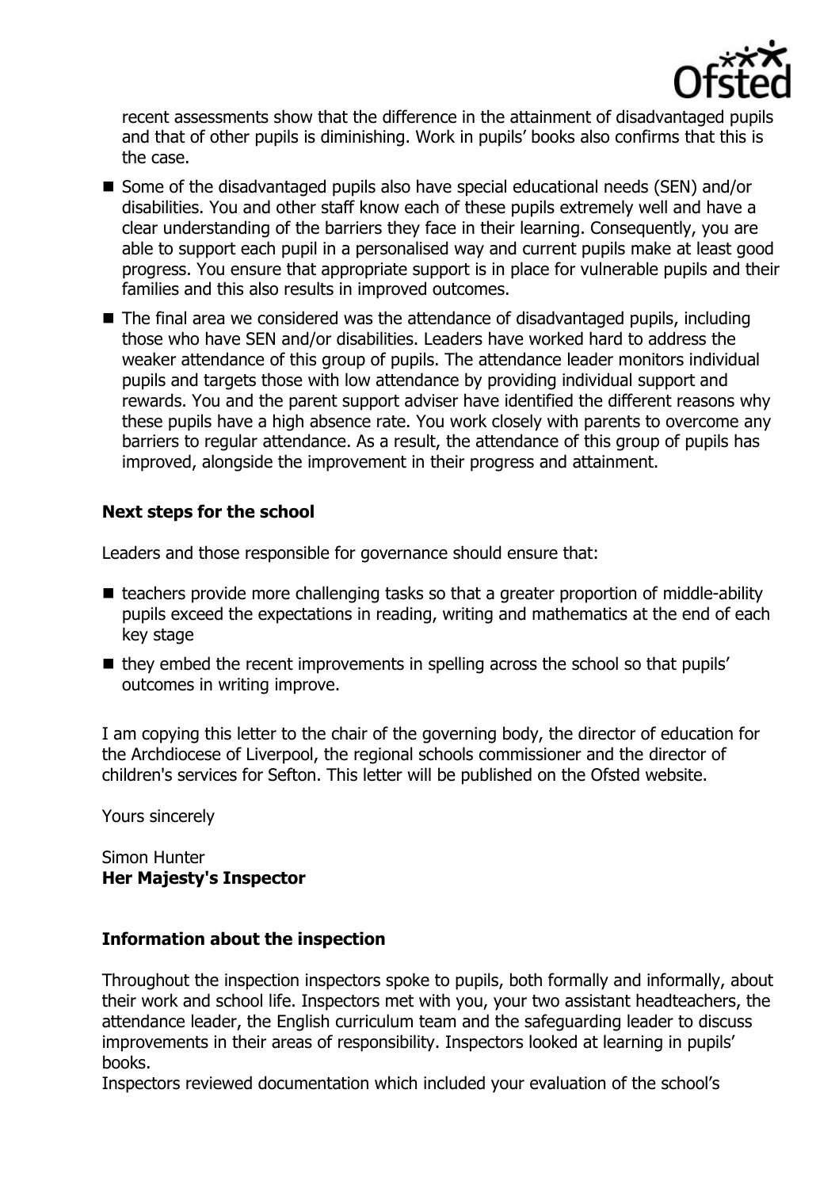recent assessments show that the difference in the attainment of disadvantaged pupils and that of other pupils is diminishing. Work in pupils' books also confirms that this is the case.

- Some of the disadvantaged pupils also have special educational needs (SEN) and/or disabilities. You and other staff know each of these pupils extremely well and have a clear understanding of the barriers they face in their learning. Consequently, you are able to support each pupil in a personalised way and current pupils make at least good progress. You ensure that appropriate support is in place for vulnerable pupils and their families and this also results in improved outcomes.
- The final area we considered was the attendance of disadvantaged pupils, including those who have SEN and/or disabilities. Leaders have worked hard to address the weaker attendance of this group of pupils. The attendance leader monitors individual pupils and targets those with low attendance by providing individual support and rewards. You and the parent support adviser have identified the different reasons why these pupils have a high absence rate. You work closely with parents to overcome any barriers to regular attendance. As a result, the attendance of this group of pupils has improved, alongside the improvement in their progress and attainment.

## Next steps for the school

Leaders and those responsible for governance should ensure that:

- teachers provide more challenging tasks so that a greater proportion of middle-ability pupils exceed the expectations in reading, writing and mathematics at the end of each key stage
- they embed the recent improvements in spelling across the school so that pupils' outcomes in writing improve.

I am copying this letter to the chair of the governing body, the director of education for the Archdiocese of Liverpool, the regional schools commissioner and the director of children's services for Sefton. This letter will be published on the Ofsted website.

Yours sincerely

Simon Hunter
**Her Majesty's Inspector**

## Information about the inspection

Throughout the inspection inspectors spoke to pupils, both formally and informally, about their work and school life. Inspectors met with you, your two assistant headteachers, the attendance leader, the English curriculum team and the safeguarding leader to discuss improvements in their areas of responsibility. Inspectors looked at learning in pupils' books.
Inspectors reviewed documentation which included your evaluation of the school's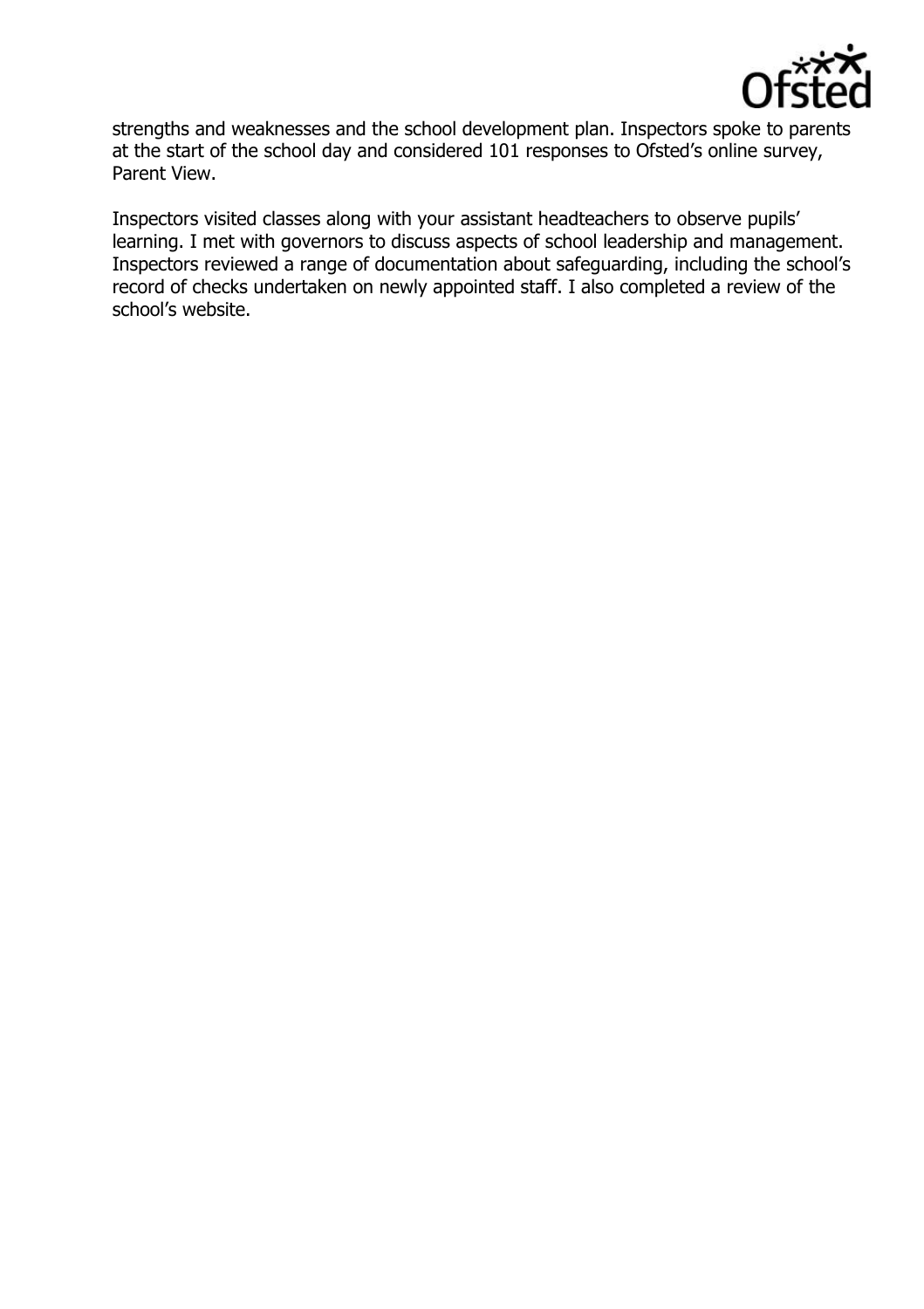strengths and weaknesses and the school development plan. Inspectors spoke to parents at the start of the school day and considered 101 responses to Ofsted's online survey, Parent View.

Inspectors visited classes along with your assistant headteachers to observe pupils' learning. I met with governors to discuss aspects of school leadership and management. Inspectors reviewed a range of documentation about safeguarding, including the school's record of checks undertaken on newly appointed staff. I also completed a review of the school's website.